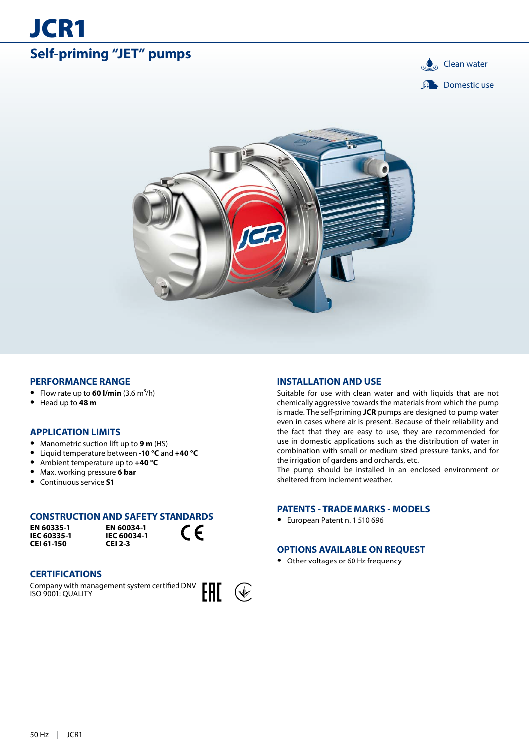# JCR1

## Self-priming "JET" pumps

Clean water

Domestic use

### PERFORMANCE RANGE

- Flow rate up to **60 l/min** (3.6 $m^3$/h)
- Head up to **48 m**

### APPLICATION LIMITS

- Manometric suction lift up to **9 m** (HS)
- Liquid temperature between **-10 °C** and **+40 °C**
- Ambient temperature up to **+40 °C**
- Max. working pressure **6 bar**
- Continuous service **S1**

### CONSTRUCTION AND SAFETY STANDARDS

| | |
|---|---|
| **EN 60335-1** | **EN 60034-1** |
| **IEC 60335-1** | **IEC 60034-1** |
| **CEI 61-150** | **CEI 2-3** |

### CERTIFICATIONS

Company with management system certified DNV
ISO 9001: QUALITY

### INSTALLATION AND USE

Suitable for use with clean water and with liquids that are not chemically aggressive towards the materials from which the pump is made. The self-priming **JCR** pumps are designed to pump water even in cases where air is present. Because of their reliability and the fact that they are easy to use, they are recommended for use in domestic applications such as the distribution of water in combination with small or medium sized pressure tanks, and for the irrigation of gardens and orchards, etc.
The pump should be installed in an enclosed environment or sheltered from inclement weather.

### PATENTS - TRADE MARKS - MODELS

- European Patent n. 1 510 696

### OPTIONS AVAILABLE ON REQUEST

- Other voltages or 60 Hz frequency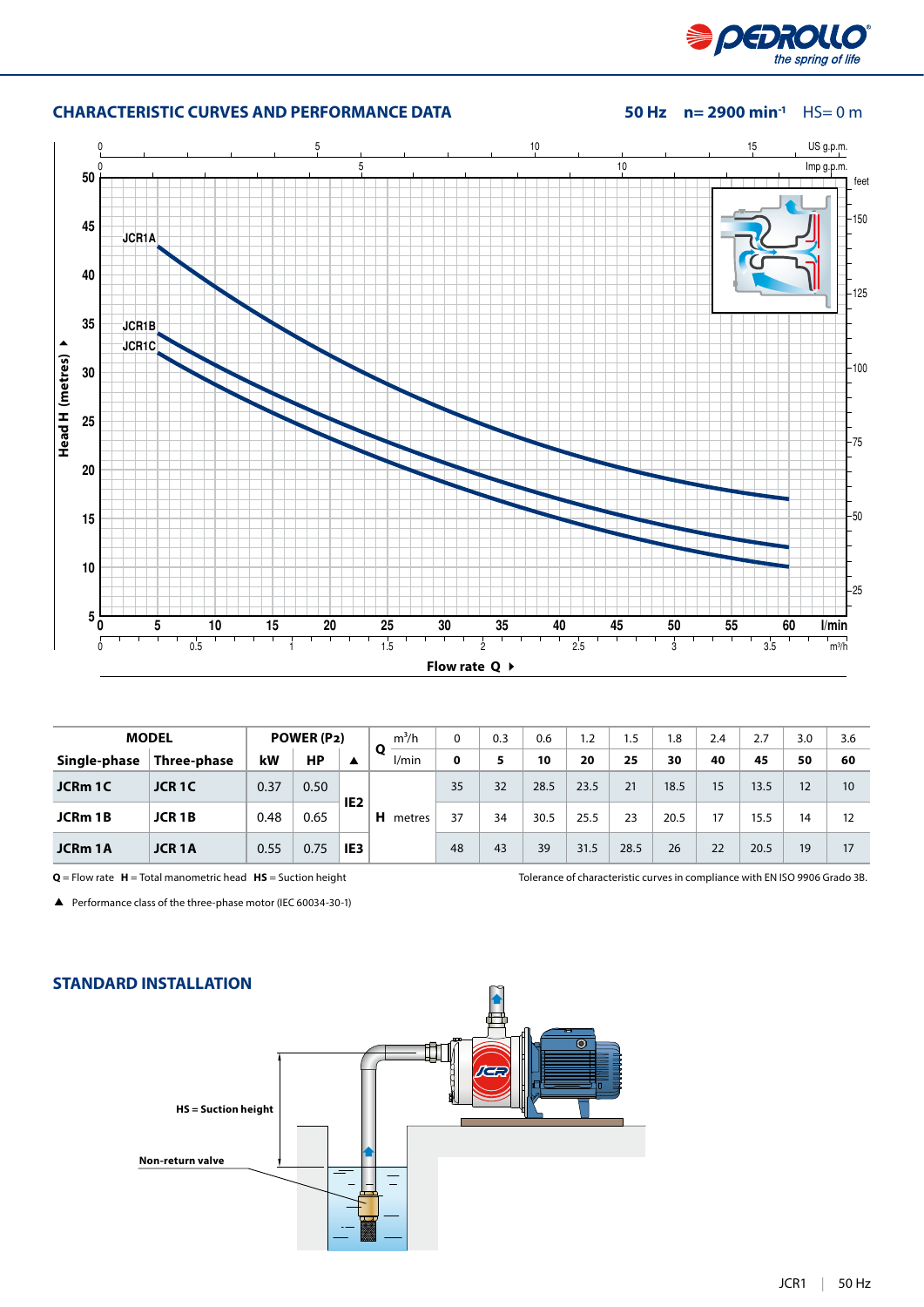## CHARACTERISTIC CURVES AND PERFORMANCE DATA

**50 Hz** **n= 2900 min$^{-1}$** HS= 0 m

| MODEL | | POWER (P2) | | | Q | m³/h | 0 | 0.3 | 0.6 | 1.2 | 1.5 | 1.8 | 2.4 | 2.7 | 3.0 | 3.6 |
|---|---|---|---|---|---|---|---|---|---|---|---|---|---|---|---|---|
| Single-phase | Three-phase | kW | HP | ▲ | | l/min | 0 | 5 | 10 | 20 | 25 | 30 | 40 | 45 | 50 | 60 |
| JCRm 1C | JCR 1C | 0.37 | 0.50 | IE2 | H | metres | 35 | 32 | 28.5 | 23.5 | 21 | 18.5 | 15 | 13.5 | 12 | 10 |
| JCRm 1B | JCR 1B | 0.48 | 0.65 | IE2 | | | 37 | 34 | 30.5 | 25.5 | 23 | 20.5 | 17 | 15.5 | 14 | 12 |
| JCRm 1A | JCR 1A | 0.55 | 0.75 | IE3 | | | 48 | 43 | 39 | 31.5 | 28.5 | 26 | 22 | 20.5 | 19 | 17 |

**Q** = Flow rate **H** = Total manometric head **HS** = Suction height

Tolerance of characteristic curves in compliance with EN ISO 9906 Grado 3B.

▲ Performance class of the three-phase motor (IEC 60034-30-1)

## STANDARD INSTALLATION

HS = Suction height

Non-return valve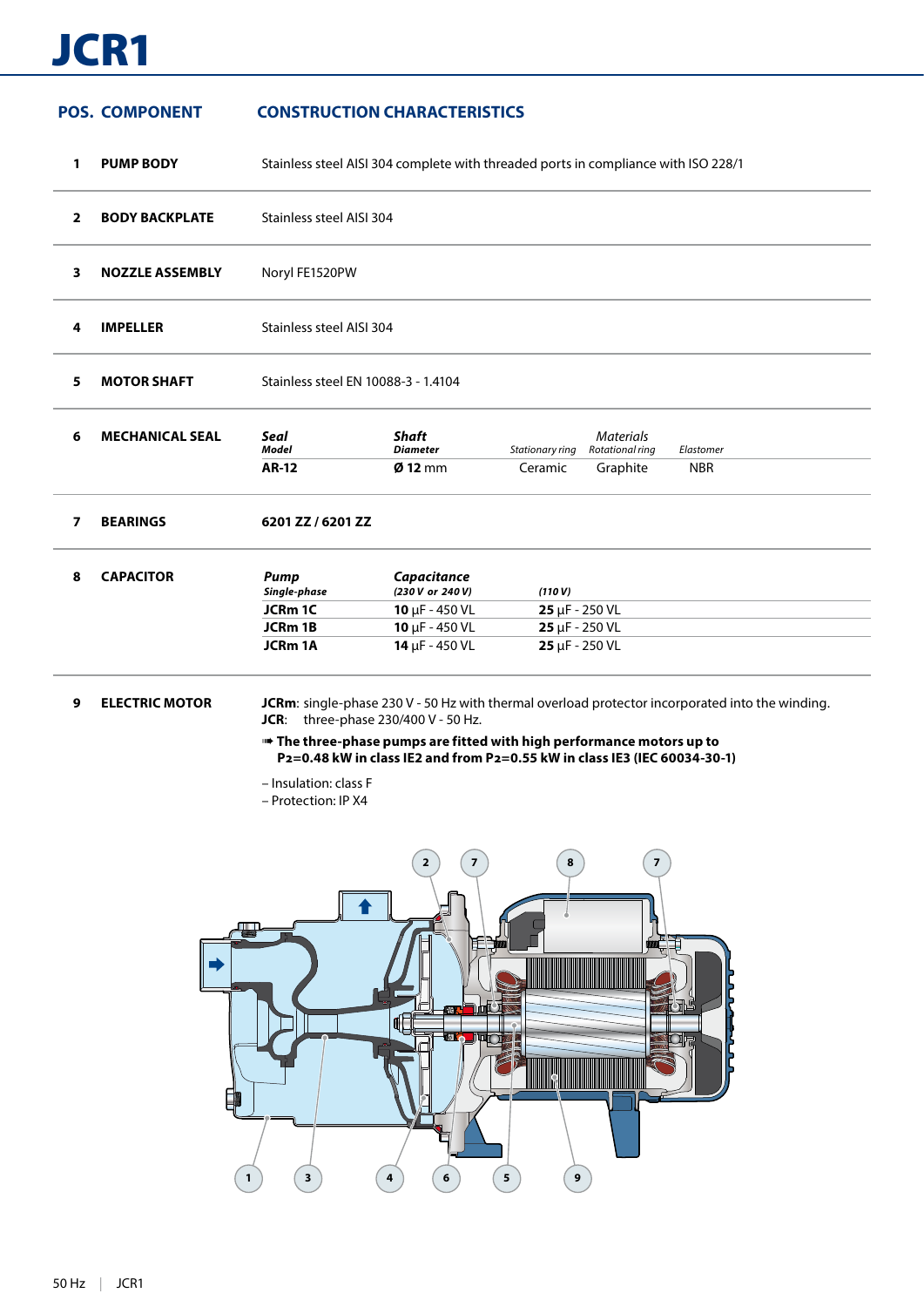# JCR1

| POS. | COMPONENT | CONSTRUCTION CHARACTERISTICS |
|---|---|---|
| 1 | **PUMP BODY** | Stainless steel AISI 304 complete with threaded ports in compliance with ISO 228/1 |
| 2 | **BODY BACKPLATE** | Stainless steel AISI 304 |
| 3 | **NOZZLE ASSEMBLY** | Noryl FE1520PW |
| 4 | **IMPELLER** | Stainless steel AISI 304 |
| 5 | **MOTOR SHAFT** | Stainless steel EN 10088-3 - 1.4104 |
| 6 | **MECHANICAL SEAL** | see table below |
| 7 | **BEARINGS** | **6201 ZZ / 6201 ZZ** |
| 8 | **CAPACITOR** | see table below |
| 9 | **ELECTRIC MOTOR** | see below |

**6 MECHANICAL SEAL**

| *Seal Model* | *Shaft Diameter* | *Materials* Stationary ring | *Materials* Rotational ring | *Materials* Elastomer |
|---|---|---|---|---|
| **AR-12** | **Ø 12** mm | Ceramic | Graphite | NBR |

**8 CAPACITOR**

| *Pump Single-phase* | *Capacitance (230 V or 240 V)* | *(110 V)* |
|---|---|---|
| **JCRm 1C** | **10** µF - 450 VL | **25** µF - 250 VL |
| **JCRm 1B** | **10** µF - 450 VL | **25** µF - 250 VL |
| **JCRm 1A** | **14** µF - 450 VL | **25** µF - 250 VL |

**9 ELECTRIC MOTOR**

**JCRm**: single-phase 230 V - 50 Hz with thermal overload protector incorporated into the winding.
**JCR**: three-phase 230/400 V - 50 Hz.

➠ **The three-phase pumps are fitted with high performance motors up to $P_2$=0.48 kW in class IE2 and from $P_2$=0.55 kW in class IE3 (IEC 60034-30-1)**

– Insulation: class F
– Protection: IP X4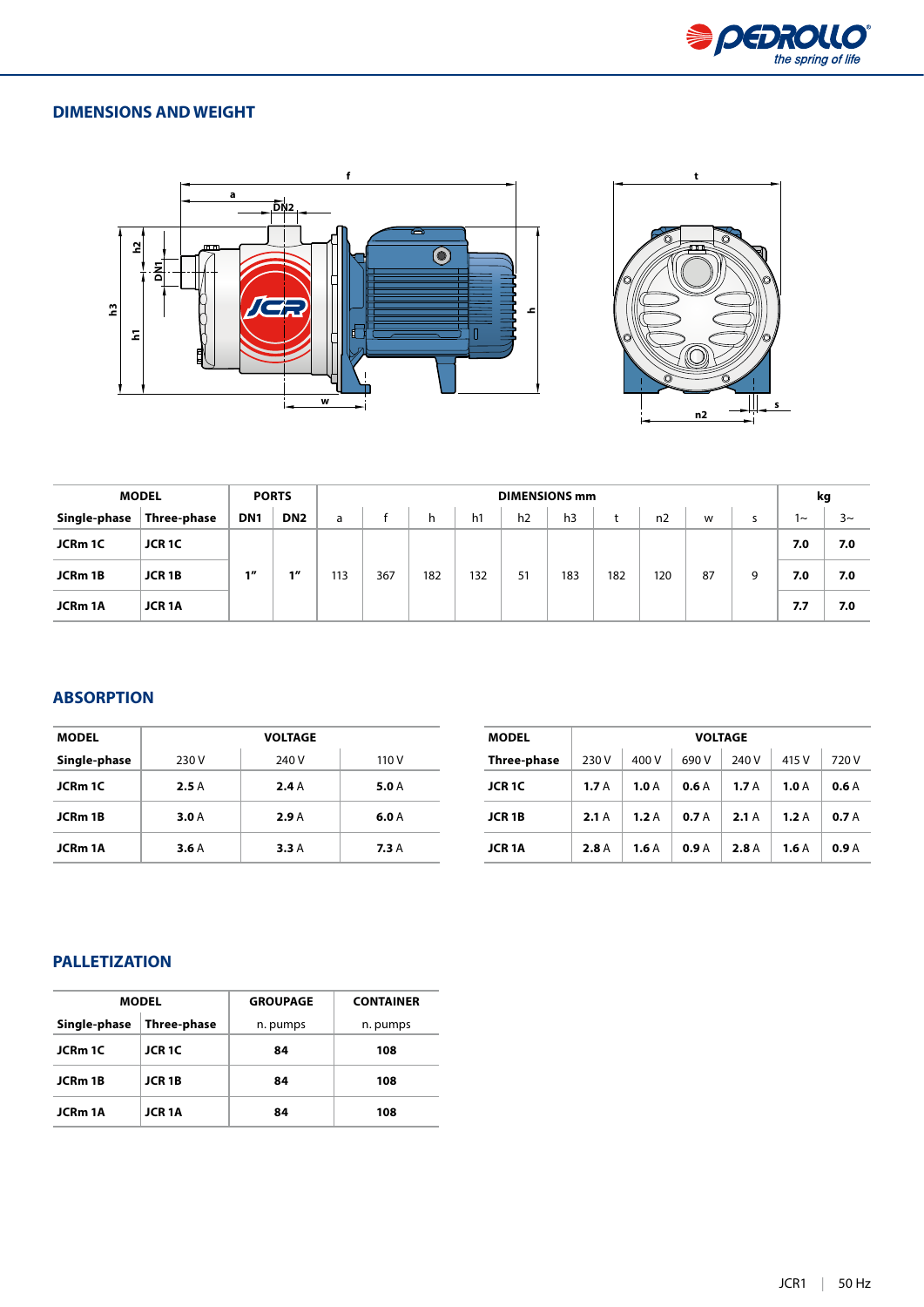## DIMENSIONS AND WEIGHT

| MODEL | | PORTS | | DIMENSIONS mm | | | | | | | | | | kg | |
|---|---|---|---|---|---|---|---|---|---|---|---|---|---|---|---|
| Single-phase | Three-phase | DN1 | DN2 | a | f | h | h1 | h2 | h3 | t | n2 | w | s | 1~ | 3~ |
| JCRm 1C | JCR 1C | 1" | 1" | 113 | 367 | 182 | 132 | 51 | 183 | 182 | 120 | 87 | 9 | 7.0 | 7.0 |
| JCRm 1B | JCR 1B | | | | | | | | | | | | | 7.0 | 7.0 |
| JCRm 1A | JCR 1A | | | | | | | | | | | | | 7.7 | 7.0 |

## ABSORPTION

| MODEL | VOLTAGE | | |
|---|---|---|---|
| Single-phase | 230 V | 240 V | 110 V |
| JCRm 1C | 2.5 A | 2.4 A | 5.0 A |
| JCRm 1B | 3.0 A | 2.9 A | 6.0 A |
| JCRm 1A | 3.6 A | 3.3 A | 7.3 A |

| MODEL | VOLTAGE | | | | | |
|---|---|---|---|---|---|---|
| Three-phase | 230 V | 400 V | 690 V | 240 V | 415 V | 720 V |
| JCR 1C | 1.7 A | 1.0 A | 0.6 A | 1.7 A | 1.0 A | 0.6 A |
| JCR 1B | 2.1 A | 1.2 A | 0.7 A | 2.1 A | 1.2 A | 0.7 A |
| JCR 1A | 2.8 A | 1.6 A | 0.9 A | 2.8 A | 1.6 A | 0.9 A |

## PALLETIZATION

| MODEL | | GROUPAGE | CONTAINER |
|---|---|---|---|
| Single-phase | Three-phase | n. pumps | n. pumps |
| JCRm 1C | JCR 1C | 84 | 108 |
| JCRm 1B | JCR 1B | 84 | 108 |
| JCRm 1A | JCR 1A | 84 | 108 |